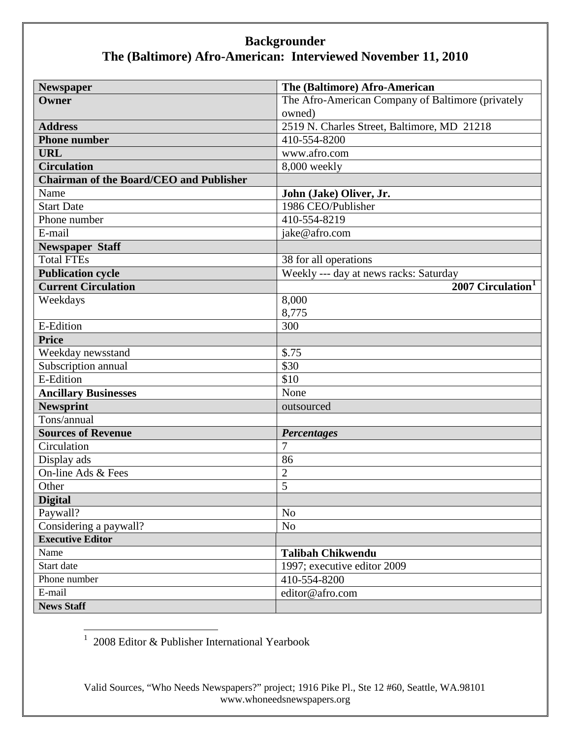# Backgrounder

## The (Baltimore) Afro-American: Interviewed November 11, 2010

| **Newspaper** | **The (Baltimore) Afro-American** |
|---|---|
| **Owner** | The Afro-American Company of Baltimore (privately owned) |
| **Address** | 2519 N. Charles Street, Baltimore, MD 21218 |
| **Phone number** | 410-554-8200 |
| **URL** | www.afro.com |
| **Circulation** | 8,000 weekly |
| **Chairman of the Board/CEO and Publisher** | |
| Name | **John (Jake) Oliver, Jr.** |
| Start Date | 1986 CEO/Publisher |
| Phone number | 410-554-8219 |
| E-mail | jake@afro.com |
| **Newspaper Staff** | |
| Total FTEs | 38 for all operations |
| **Publication cycle** | Weekly --- day at news racks: Saturday |
| **Current Circulation** | **2007 Circulation[1]** |
| Weekdays | 8,000<br>8,775 |
| E-Edition | 300 |
| **Price** | |
| Weekday newsstand | $.75 |
| Subscription annual | $30 |
| E-Edition | $10 |
| **Ancillary Businesses** | None |
| **Newsprint** | outsourced |
| Tons/annual | |
| **Sources of Revenue** | ***Percentages*** |
| Circulation | 7 |
| Display ads | 86 |
| On-line Ads & Fees | 2 |
| Other | 5 |
| **Digital** | |
| Paywall? | No |
| Considering a paywall? | No |
| **Executive Editor** | |
| Name | **Talibah Chikwendu** |
| Start date | 1997; executive editor 2009 |
| Phone number | 410-554-8200 |
| E-mail | editor@afro.com |
| **News Staff** | |

[1] 2008 Editor & Publisher International Yearbook

Valid Sources, "Who Needs Newspapers?" project; 1916 Pike Pl., Ste 12 #60, Seattle, WA.98101
www.whoneedsnewspapers.org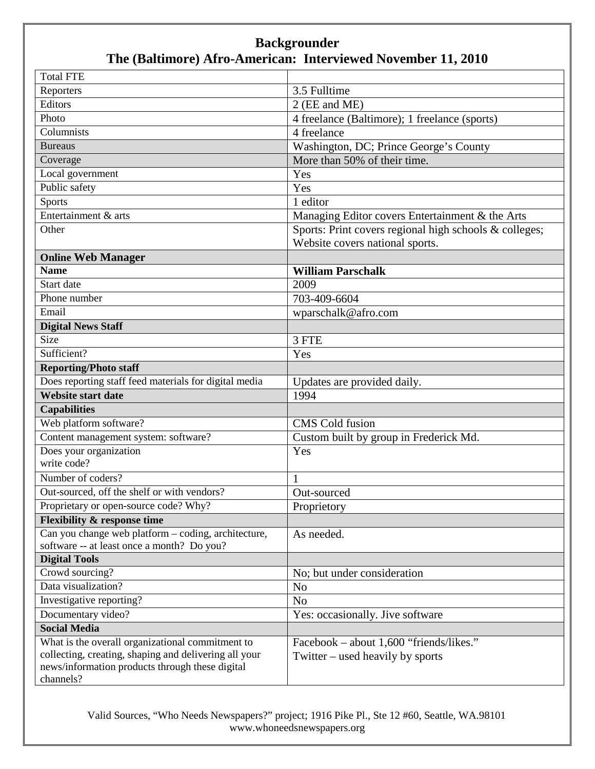# Backgrounder
## The (Baltimore) Afro-American: Interviewed November 11, 2010

| Total FTE | |
|---|---|
| Reporters | 3.5 Fulltime |
| Editors | 2 (EE and ME) |
| Photo | 4 freelance (Baltimore); 1 freelance (sports) |
| Columnists | 4 freelance |
| Bureaus | Washington, DC; Prince George's County |
| Coverage | More than 50% of their time. |
| Local government | Yes |
| Public safety | Yes |
| Sports | 1 editor |
| Entertainment & arts | Managing Editor covers Entertainment & the Arts |
| Other | Sports: Print covers regional high schools & colleges; Website covers national sports. |
| **Online Web Manager** | |
| **Name** | **William Parschalk** |
| Start date | 2009 |
| Phone number | 703-409-6604 |
| Email | wparschalk@afro.com |
| **Digital News Staff** | |
| Size | 3 FTE |
| Sufficient? | Yes |
| **Reporting/Photo staff** | |
| Does reporting staff feed materials for digital media | Updates are provided daily. |
| **Website start date** | 1994 |
| **Capabilities** | |
| Web platform software? | CMS Cold fusion |
| Content management system: software? | Custom built by group in Frederick Md. |
| Does your organization write code? | Yes |
| Number of coders? | 1 |
| Out-sourced, off the shelf or with vendors? | Out-sourced |
| Proprietary or open-source code? Why? | Proprietory |
| **Flexibility & response time** | |
| Can you change web platform – coding, architecture, software -- at least once a month? Do you? | As needed. |
| **Digital Tools** | |
| Crowd sourcing? | No; but under consideration |
| Data visualization? | No |
| Investigative reporting? | No |
| Documentary video? | Yes: occasionally. Jive software |
| **Social Media** | |
| What is the overall organizational commitment to collecting, creating, shaping and delivering all your news/information products through these digital channels? | Facebook – about 1,600 "friends/likes." Twitter – used heavily by sports |

Valid Sources, "Who Needs Newspapers?" project; 1916 Pike Pl., Ste 12 #60, Seattle, WA.98101
www.whoneedsnewspapers.org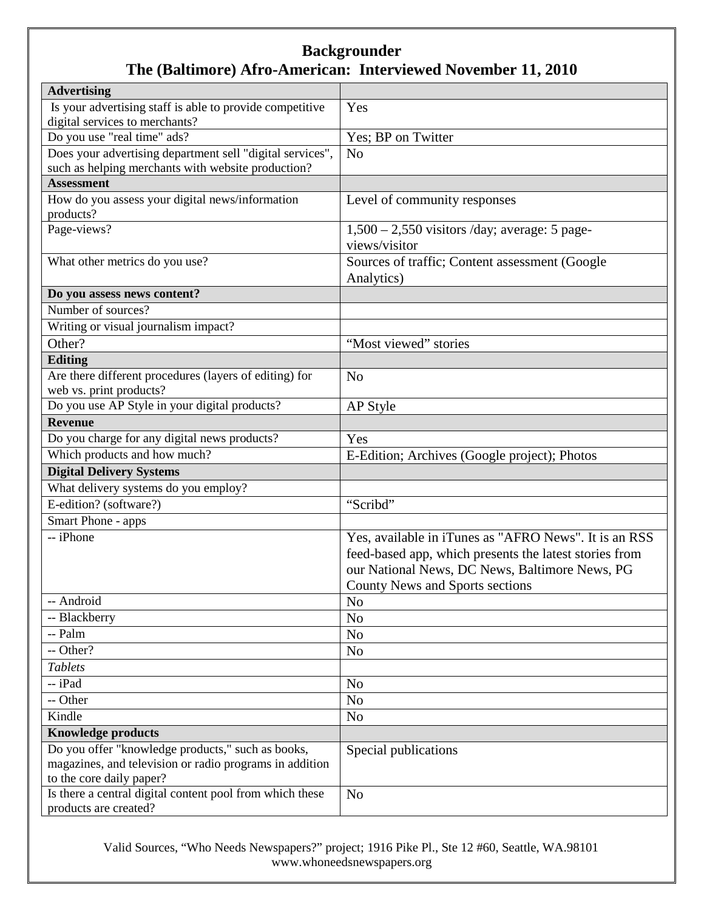# Backgrounder
## The (Baltimore) Afro-American: Interviewed November 11, 2010

| **Advertising** | |
|---|---|
| Is your advertising staff is able to provide competitive digital services to merchants? | Yes |
| Do you use "real time" ads? | Yes; BP on Twitter |
| Does your advertising department sell "digital services", such as helping merchants with website production? | No |
| **Assessment** | |
| How do you assess your digital news/information products? | Level of community responses |
| Page-views? | 1,500 – 2,550 visitors /day; average: 5 page-views/visitor |
| What other metrics do you use? | Sources of traffic; Content assessment (Google Analytics) |
| **Do you assess news content?** | |
| Number of sources? | |
| Writing or visual journalism impact? | |
| Other? | "Most viewed" stories |
| **Editing** | |
| Are there different procedures (layers of editing) for web vs. print products? | No |
| Do you use AP Style in your digital products? | AP Style |
| **Revenue** | |
| Do you charge for any digital news products? | Yes |
| Which products and how much? | E-Edition; Archives (Google project); Photos |
| **Digital Delivery Systems** | |
| What delivery systems do you employ? | |
| E-edition? (software?) | "Scribd" |
| Smart Phone - apps | |
| -- iPhone | Yes, available in iTunes as "AFRO News". It is an RSS feed-based app, which presents the latest stories from our National News, DC News, Baltimore News, PG County News and Sports sections |
| -- Android | No |
| -- Blackberry | No |
| -- Palm | No |
| -- Other? | No |
| *Tablets* | |
| -- iPad | No |
| -- Other | No |
| Kindle | No |
| **Knowledge products** | |
| Do you offer "knowledge products," such as books, magazines, and television or radio programs in addition to the core daily paper? | Special publications |
| Is there a central digital content pool from which these products are created? | No |

Valid Sources, "Who Needs Newspapers?" project; 1916 Pike Pl., Ste 12 #60, Seattle, WA.98101
www.whoneedsnewspapers.org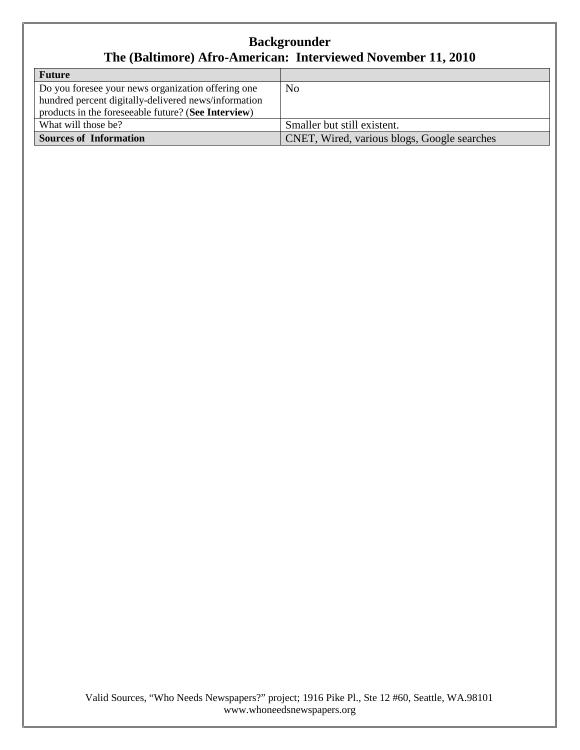# Backgrounder

## The (Baltimore) Afro-American: Interviewed November 11, 2010

| | |
|---|---|
| **Future** | |
| Do you foresee your news organization offering one hundred percent digitally-delivered news/information products in the foreseeable future? (**See Interview**) | No |
| What will those be? | Smaller but still existent. |
| **Sources of Information** | CNET, Wired, various blogs, Google searches |

Valid Sources, "Who Needs Newspapers?" project; 1916 Pike Pl., Ste 12 #60, Seattle, WA.98101
www.whoneedsnewspapers.org